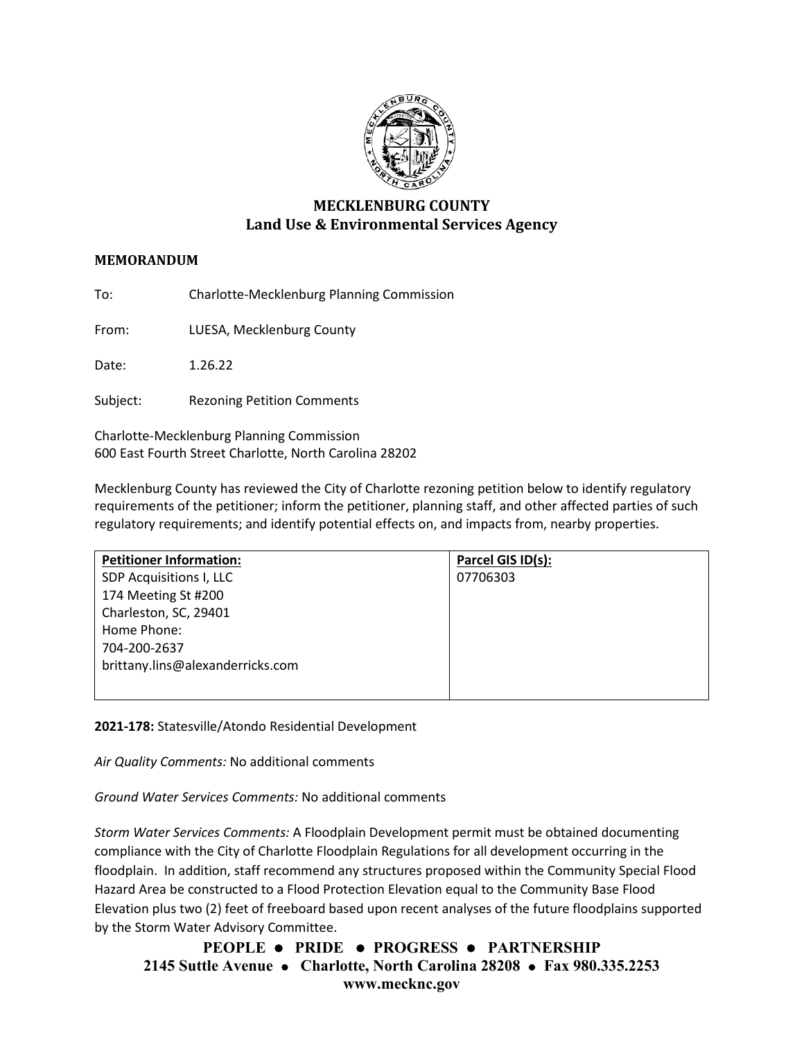# MECKLENBURG COUNTY
## Land Use & Environmental Services Agency

**MEMORANDUM**

To: Charlotte-Mecklenburg Planning Commission

From: LUESA, Mecklenburg County

Date: 1.26.22

Subject: Rezoning Petition Comments

Charlotte-Mecklenburg Planning Commission
600 East Fourth Street Charlotte, North Carolina 28202

Mecklenburg County has reviewed the City of Charlotte rezoning petition below to identify regulatory requirements of the petitioner; inform the petitioner, planning staff, and other affected parties of such regulatory requirements; and identify potential effects on, and impacts from, nearby properties.

| Petitioner Information: | Parcel GIS ID(s): |
| --- | --- |
| SDP Acquisitions I, LLC<br>174 Meeting St #200<br>Charleston, SC, 29401<br>Home Phone:<br>704-200-2637<br>brittany.lins@alexanderricks.com | 07706303 |

**2021-178:** Statesville/Atondo Residential Development

*Air Quality Comments:* No additional comments

*Ground Water Services Comments:* No additional comments

*Storm Water Services Comments:* A Floodplain Development permit must be obtained documenting compliance with the City of Charlotte Floodplain Regulations for all development occurring in the floodplain. In addition, staff recommend any structures proposed within the Community Special Flood Hazard Area be constructed to a Flood Protection Elevation equal to the Community Base Flood Elevation plus two (2) feet of freeboard based upon recent analyses of the future floodplains supported by the Storm Water Advisory Committee.

**PEOPLE • PRIDE • PROGRESS • PARTNERSHIP**
**2145 Suttle Avenue • Charlotte, North Carolina 28208 • Fax 980.335.2253**
**www.mecknc.gov**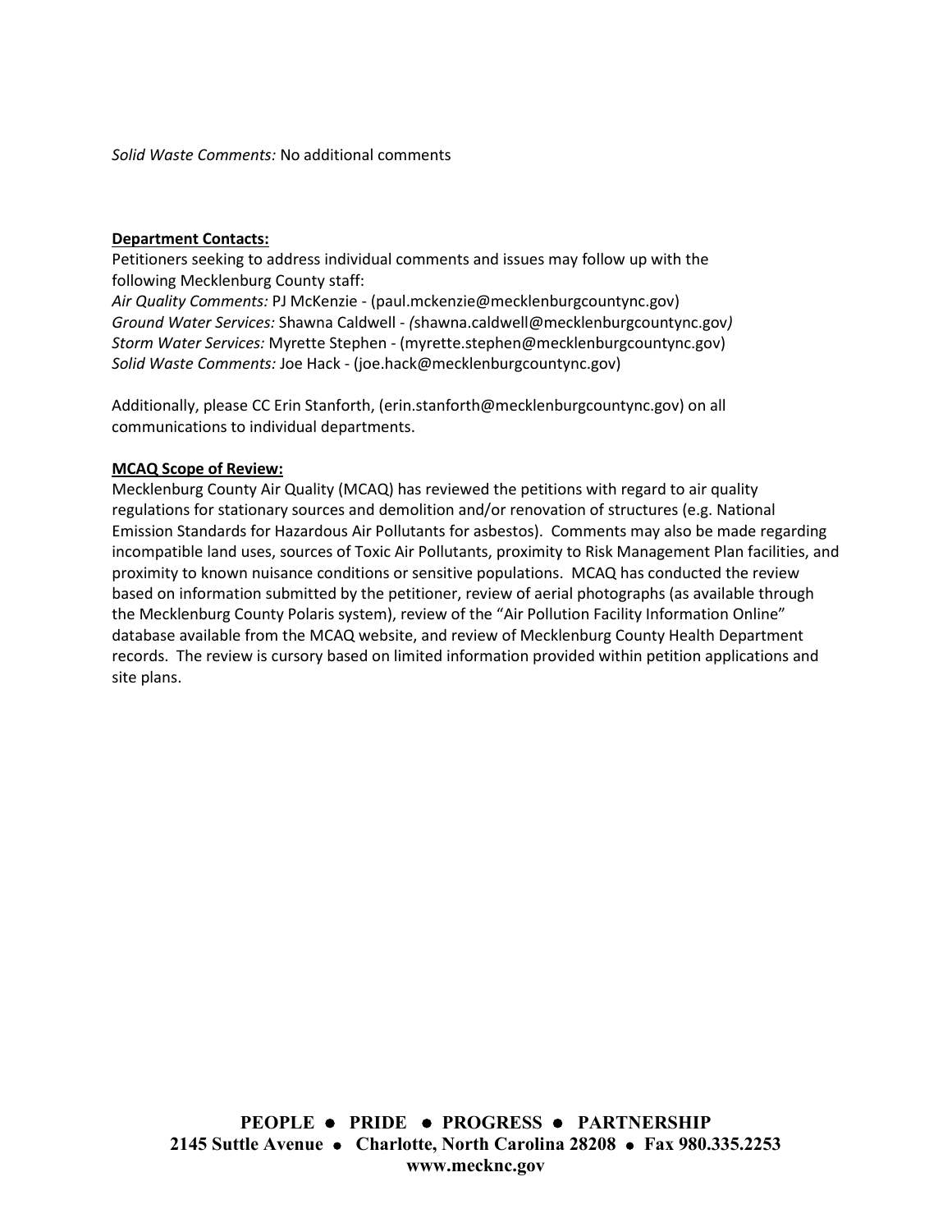*Solid Waste Comments:* No additional comments

**Department Contacts:**

Petitioners seeking to address individual comments and issues may follow up with the following Mecklenburg County staff:

*Air Quality Comments:* PJ McKenzie - (paul.mckenzie@mecklenburgcountync.gov)
*Ground Water Services:* Shawna Caldwell - *(*shawna.caldwell@mecklenburgcountync.gov*)*
*Storm Water Services:* Myrette Stephen - (myrette.stephen@mecklenburgcountync.gov)
*Solid Waste Comments:* Joe Hack - (joe.hack@mecklenburgcountync.gov)

Additionally, please CC Erin Stanforth, (erin.stanforth@mecklenburgcountync.gov) on all communications to individual departments.

**MCAQ Scope of Review:**

Mecklenburg County Air Quality (MCAQ) has reviewed the petitions with regard to air quality regulations for stationary sources and demolition and/or renovation of structures (e.g. National Emission Standards for Hazardous Air Pollutants for asbestos). Comments may also be made regarding incompatible land uses, sources of Toxic Air Pollutants, proximity to Risk Management Plan facilities, and proximity to known nuisance conditions or sensitive populations. MCAQ has conducted the review based on information submitted by the petitioner, review of aerial photographs (as available through the Mecklenburg County Polaris system), review of the "Air Pollution Facility Information Online" database available from the MCAQ website, and review of Mecklenburg County Health Department records. The review is cursory based on limited information provided within petition applications and site plans.

**PEOPLE • PRIDE • PROGRESS • PARTNERSHIP**
**2145 Suttle Avenue • Charlotte, North Carolina 28208 • Fax 980.335.2253**
**www.mecknc.gov**